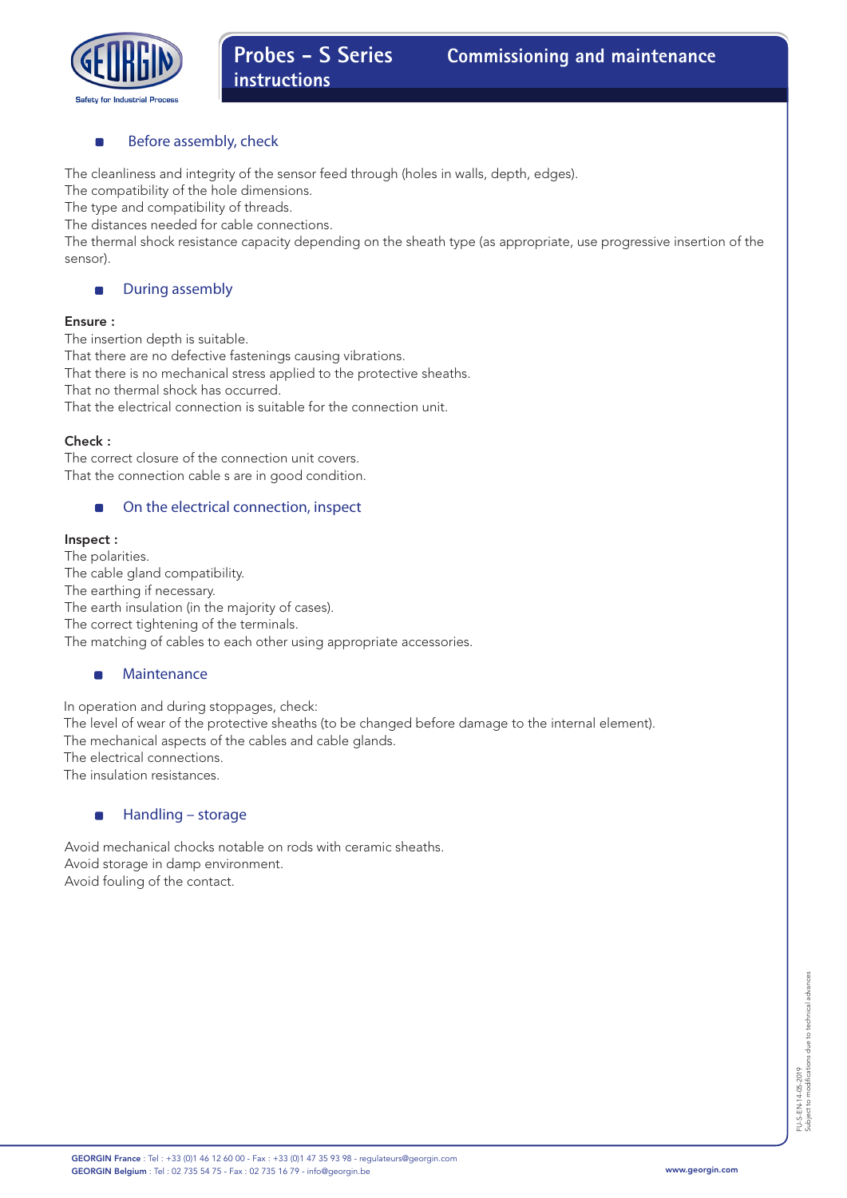# Probes - S Series instructions

# Commissioning and maintenance

## Before assembly, check

The cleanliness and integrity of the sensor feed through (holes in walls, depth, edges).
The compatibility of the hole dimensions.
The type and compatibility of threads.
The distances needed for cable connections.
The thermal shock resistance capacity depending on the sheath type (as appropriate, use progressive insertion of the sensor).

## During assembly

**Ensure :**
The insertion depth is suitable.
That there are no defective fastenings causing vibrations.
That there is no mechanical stress applied to the protective sheaths.
That no thermal shock has occurred.
That the electrical connection is suitable for the connection unit.

**Check :**
The correct closure of the connection unit covers.
That the connection cable s are in good condition.

## On the electrical connection, inspect

**Inspect :**
The polarities.
The cable gland compatibility.
The earthing if necessary.
The earth insulation (in the majority of cases).
The correct tightening of the terminals.
The matching of cables to each other using appropriate accessories.

## Maintenance

In operation and during stoppages, check:
The level of wear of the protective sheaths (to be changed before damage to the internal element).
The mechanical aspects of the cables and cable glands.
The electrical connections.
The insulation resistances.

## Handling – storage

Avoid mechanical chocks notable on rods with ceramic sheaths.
Avoid storage in damp environment.
Avoid fouling of the contact.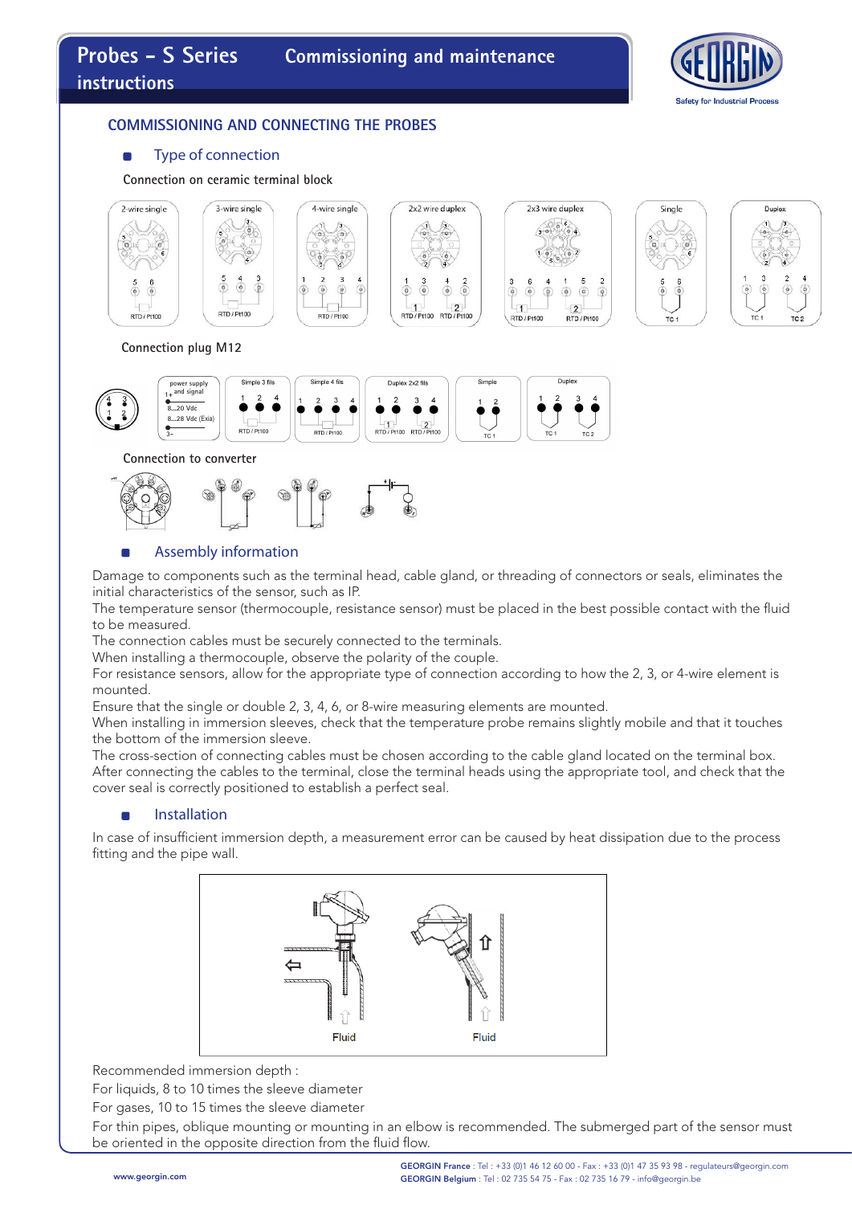## COMMISSIONING AND CONNECTING THE PROBES

### Type of connection

Connection on ceramic terminal block

2-wire single
5 6
RTD / Pt100

3-wire single
5 4 3
RTD / Pt100

4-wire single
1 2 3 4
RTD / Pt100

2x2 wire duplex
1 3 4 2
1 2
RTD / Pt100 RTD / Pt100

2x3 wire duplex
3 6 4 1 5 2
1 2
RTD / Pt100 RTD / Pt100

Single
5 6
TC 1

Duplex
1 3 2 4
TC 1 TC 2

Connection plug M12

power supply and signal
1+
8...20 Vdc
8...28 Vdc (Exia)
3−

Simple 3 fils
1 2 4
RTD / Pt100

Simple 4 fils
1 2 3 4
RTD / Pt100

Duplex 2x2 fils
1 2 3 4
1 2
RTD / Pt100 RTD / Pt100

Simple
1 2
TC 1

Duplex
1 2 3 4
TC 1 TC 2

Connection to converter

### Assembly information

Damage to components such as the terminal head, cable gland, or threading of connectors or seals, eliminates the initial characteristics of the sensor, such as IP.
The temperature sensor (thermocouple, resistance sensor) must be placed in the best possible contact with the fluid to be measured.
The connection cables must be securely connected to the terminals.
When installing a thermocouple, observe the polarity of the couple.
For resistance sensors, allow for the appropriate type of connection according to how the 2, 3, or 4-wire element is mounted.
Ensure that the single or double 2, 3, 4, 6, or 8-wire measuring elements are mounted.
When installing in immersion sleeves, check that the temperature probe remains slightly mobile and that it touches the bottom of the immersion sleeve.
The cross-section of connecting cables must be chosen according to the cable gland located on the terminal box.
After connecting the cables to the terminal, close the terminal heads using the appropriate tool, and check that the cover seal is correctly positioned to establish a perfect seal.

### Installation

In case of insufficient immersion depth, a measurement error can be caused by heat dissipation due to the process fitting and the pipe wall.

Fluid

Fluid

Recommended immersion depth :
For liquids, 8 to 10 times the sleeve diameter
For gases, 10 to 15 times the sleeve diameter
For thin pipes, oblique mounting or mounting in an elbow is recommended. The submerged part of the sensor must be oriented in the opposite direction from the fluid flow.